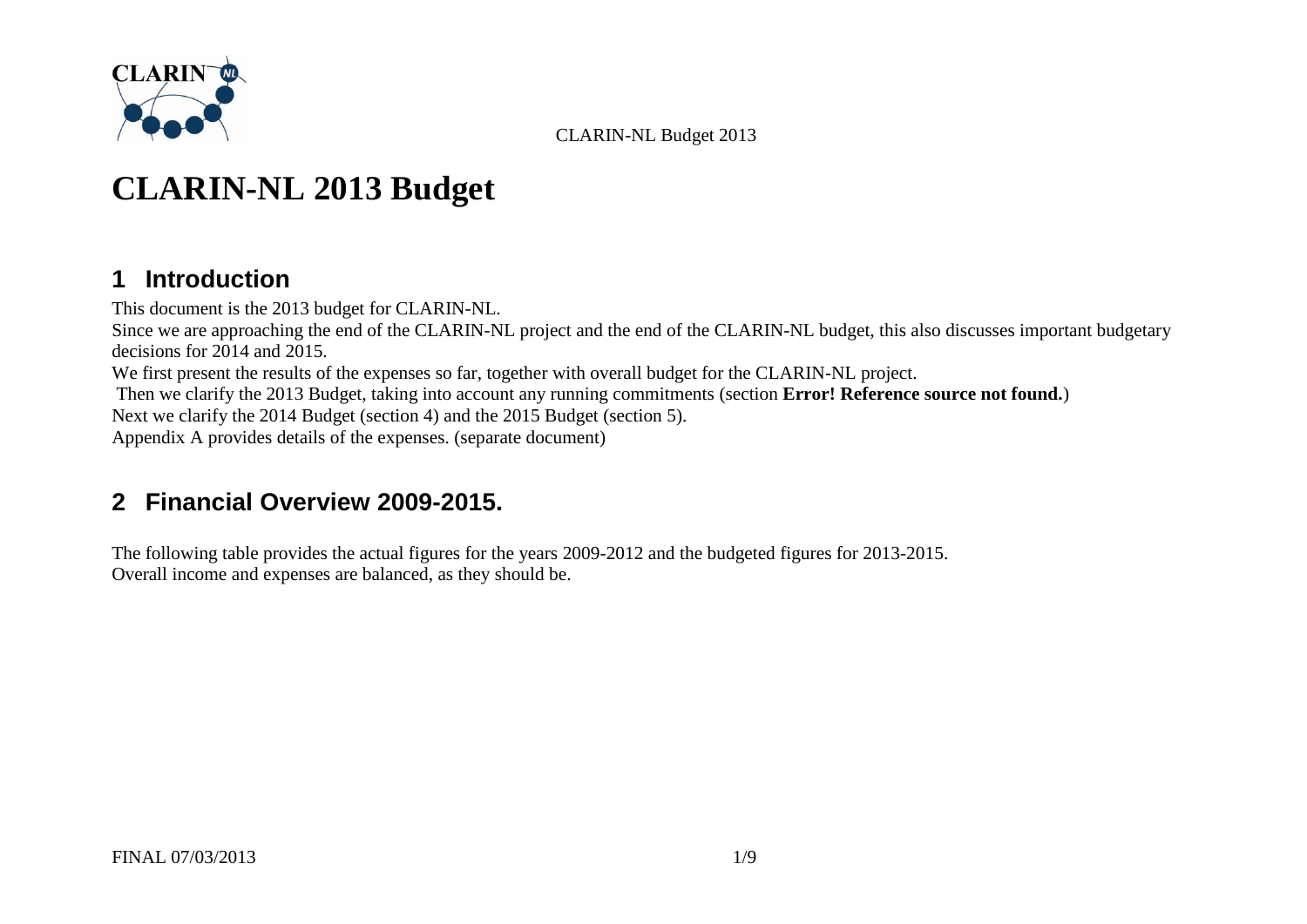# CLARIN-NL 2013 Budget

## 1 Introduction

This document is the 2013 budget for CLARIN-NL.

Since we are approaching the end of the CLARIN-NL project and the end of the CLARIN-NL budget, this also discusses important budgetary decisions for 2014 and 2015.

We first present the results of the expenses so far, together with overall budget for the CLARIN-NL project.

Then we clarify the 2013 Budget, taking into account any running commitments (section **Error! Reference source not found.**)

Next we clarify the 2014 Budget (section 4) and the 2015 Budget (section 5).

Appendix A provides details of the expenses. (separate document)

## 2 Financial Overview 2009-2015.

The following table provides the actual figures for the years 2009-2012 and the budgeted figures for 2013-2015.

Overall income and expenses are balanced, as they should be.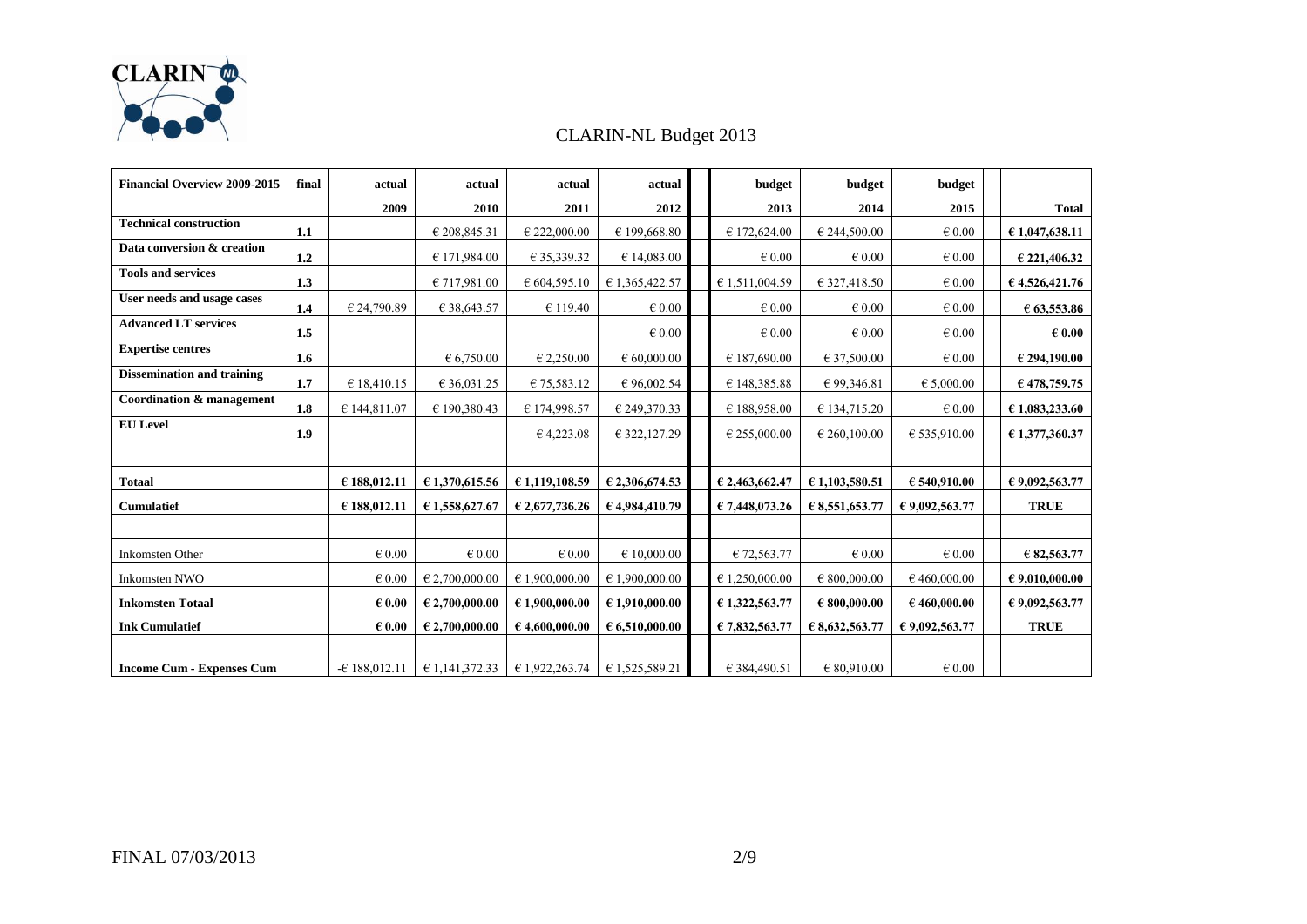# CLARIN-NL Budget 2013

| Financial Overview 2009-2015 | final | actual | actual | actual | actual | | budget | budget | budget | | |
|---|---|---|---|---|---|---|---|---|---|---|---|
| | | 2009 | 2010 | 2011 | 2012 | | 2013 | 2014 | 2015 | | Total |
| **Technical construction** | 1.1 | | € 208,845.31 | € 222,000.00 | € 199,668.80 | | € 172,624.00 | € 244,500.00 | € 0.00 | | **€ 1,047,638.11** |
| **Data conversion & creation** | 1.2 | | € 171,984.00 | € 35,339.32 | € 14,083.00 | | € 0.00 | € 0.00 | € 0.00 | | **€ 221,406.32** |
| **Tools and services** | 1.3 | | € 717,981.00 | € 604,595.10 | € 1,365,422.57 | | € 1,511,004.59 | € 327,418.50 | € 0.00 | | **€ 4,526,421.76** |
| **User needs and usage cases** | 1.4 | € 24,790.89 | € 38,643.57 | € 119.40 | € 0.00 | | € 0.00 | € 0.00 | € 0.00 | | **€ 63,553.86** |
| **Advanced LT services** | 1.5 | | | | € 0.00 | | € 0.00 | € 0.00 | € 0.00 | | **€ 0.00** |
| **Expertise centres** | 1.6 | | € 6,750.00 | € 2,250.00 | € 60,000.00 | | € 187,690.00 | € 37,500.00 | € 0.00 | | **€ 294,190.00** |
| **Dissemination and training** | 1.7 | € 18,410.15 | € 36,031.25 | € 75,583.12 | € 96,002.54 | | € 148,385.88 | € 99,346.81 | € 5,000.00 | | **€ 478,759.75** |
| **Coordination & management** | 1.8 | € 144,811.07 | € 190,380.43 | € 174,998.57 | € 249,370.33 | | € 188,958.00 | € 134,715.20 | € 0.00 | | **€ 1,083,233.60** |
| **EU Level** | 1.9 | | | € 4,223.08 | € 322,127.29 | | € 255,000.00 | € 260,100.00 | € 535,910.00 | | **€ 1,377,360.37** |
| | | | | | | | | | | | |
| **Totaal** | | **€ 188,012.11** | **€ 1,370,615.56** | **€ 1,119,108.59** | **€ 2,306,674.53** | | **€ 2,463,662.47** | **€ 1,103,580.51** | **€ 540,910.00** | | **€ 9,092,563.77** |
| **Cumulatief** | | **€ 188,012.11** | **€ 1,558,627.67** | **€ 2,677,736.26** | **€ 4,984,410.79** | | **€ 7,448,073.26** | **€ 8,551,653.77** | **€ 9,092,563.77** | | **TRUE** |
| | | | | | | | | | | | |
| Inkomsten Other | | € 0.00 | € 0.00 | € 0.00 | € 10,000.00 | | € 72,563.77 | € 0.00 | € 0.00 | | **€ 82,563.77** |
| Inkomsten NWO | | € 0.00 | € 2,700,000.00 | € 1,900,000.00 | € 1,900,000.00 | | € 1,250,000.00 | € 800,000.00 | € 460,000.00 | | **€ 9,010,000.00** |
| **Inkomsten Totaal** | | **€ 0.00** | **€ 2,700,000.00** | **€ 1,900,000.00** | **€ 1,910,000.00** | | **€ 1,322,563.77** | **€ 800,000.00** | **€ 460,000.00** | | **€ 9,092,563.77** |
| **Ink Cumulatief** | | **€ 0.00** | **€ 2,700,000.00** | **€ 4,600,000.00** | **€ 6,510,000.00** | | **€ 7,832,563.77** | **€ 8,632,563.77** | **€ 9,092,563.77** | | **TRUE** |
| **Income Cum - Expenses Cum** | | -€ 188,012.11 | € 1,141,372.33 | € 1,922,263.74 | € 1,525,589.21 | | € 384,490.51 | € 80,910.00 | € 0.00 | | |

FINAL 07/03/2013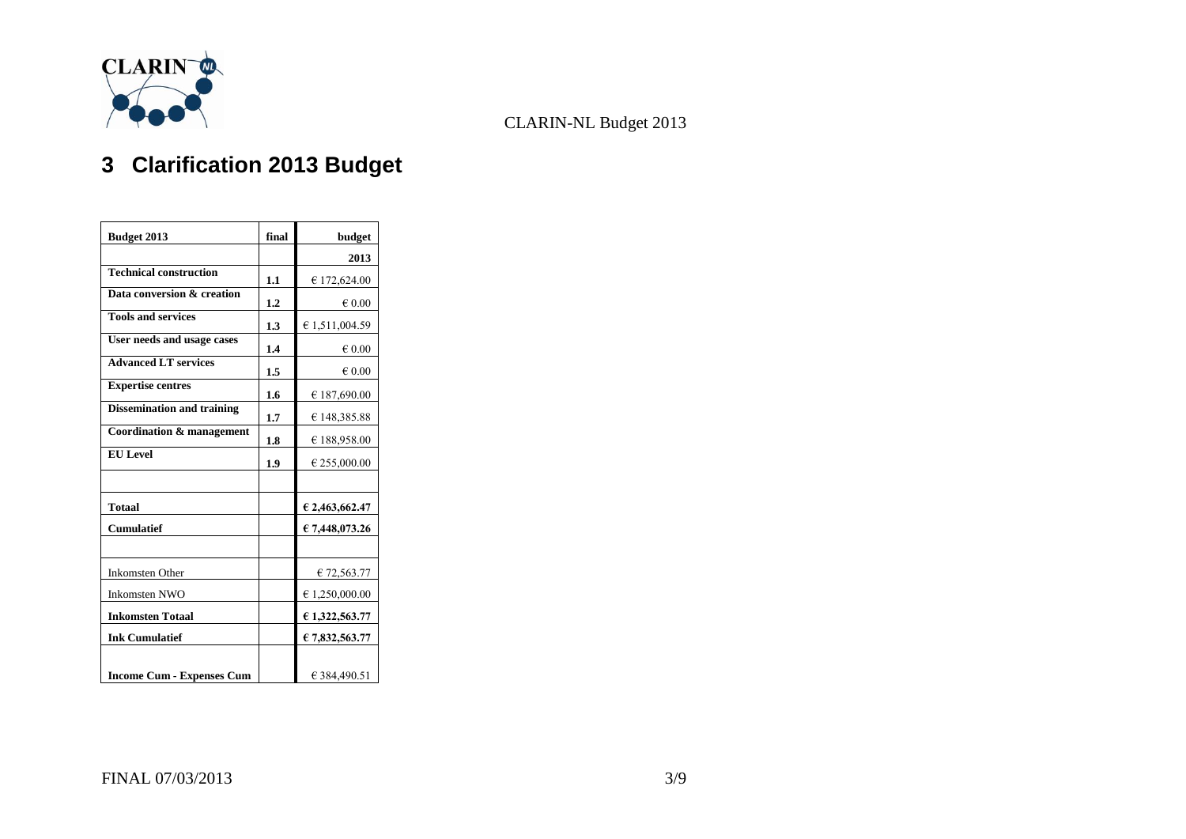# 3 Clarification 2013 Budget

| Budget 2013 | final | budget |
|---|---|---|
| | | 2013 |
| Technical construction | 1.1 | € 172,624.00 |
| Data conversion & creation | 1.2 | € 0.00 |
| Tools and services | 1.3 | € 1,511,004.59 |
| User needs and usage cases | 1.4 | € 0.00 |
| Advanced LT services | 1.5 | € 0.00 |
| Expertise centres | 1.6 | € 187,690.00 |
| Dissemination and training | 1.7 | € 148,385.88 |
| Coordination & management | 1.8 | € 188,958.00 |
| EU Level | 1.9 | € 255,000.00 |
| | | |
| **Totaal** | | **€ 2,463,662.47** |
| **Cumulatief** | | **€ 7,448,073.26** |
| | | |
| Inkomsten Other | | € 72,563.77 |
| Inkomsten NWO | | € 1,250,000.00 |
| **Inkomsten Totaal** | | **€ 1,322,563.77** |
| **Ink Cumulatief** | | **€ 7,832,563.77** |
| | | |
| **Income Cum - Expenses Cum** | | € 384,490.51 |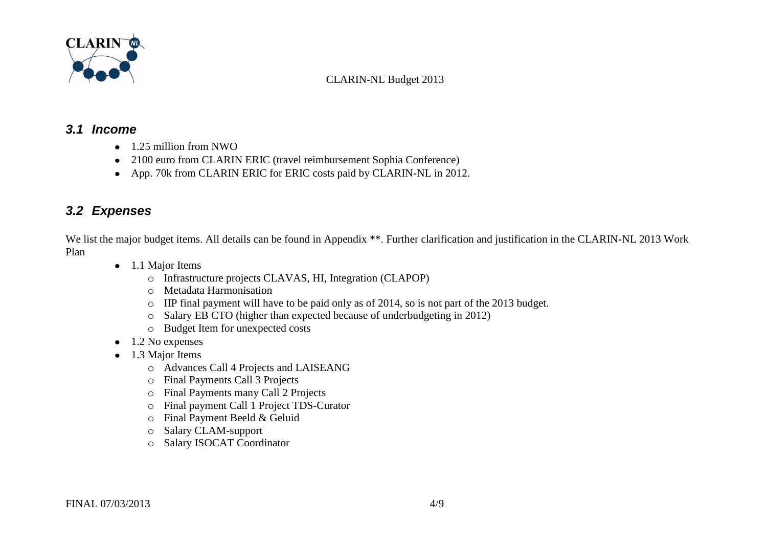## *3.1 Income*

- 1.25 million from NWO
- 2100 euro from CLARIN ERIC (travel reimbursement Sophia Conference)
- App. 70k from CLARIN ERIC for ERIC costs paid by CLARIN-NL in 2012.

## *3.2 Expenses*

We list the major budget items. All details can be found in Appendix **. Further clarification and justification in the CLARIN-NL 2013 Work Plan

- 1.1 Major Items
  - Infrastructure projects CLAVAS, HI, Integration (CLAPOP)
  - Metadata Harmonisation
  - IIP final payment will have to be paid only as of 2014, so is not part of the 2013 budget.
  - Salary EB CTO (higher than expected because of underbudgeting in 2012)
  - Budget Item for unexpected costs
- 1.2 No expenses
- 1.3 Major Items
  - Advances Call 4 Projects and LAISEANG
  - Final Payments Call 3 Projects
  - Final Payments many Call 2 Projects
  - Final payment Call 1 Project TDS-Curator
  - Final Payment Beeld & Geluid
  - Salary CLAM-support
  - Salary ISOCAT Coordinator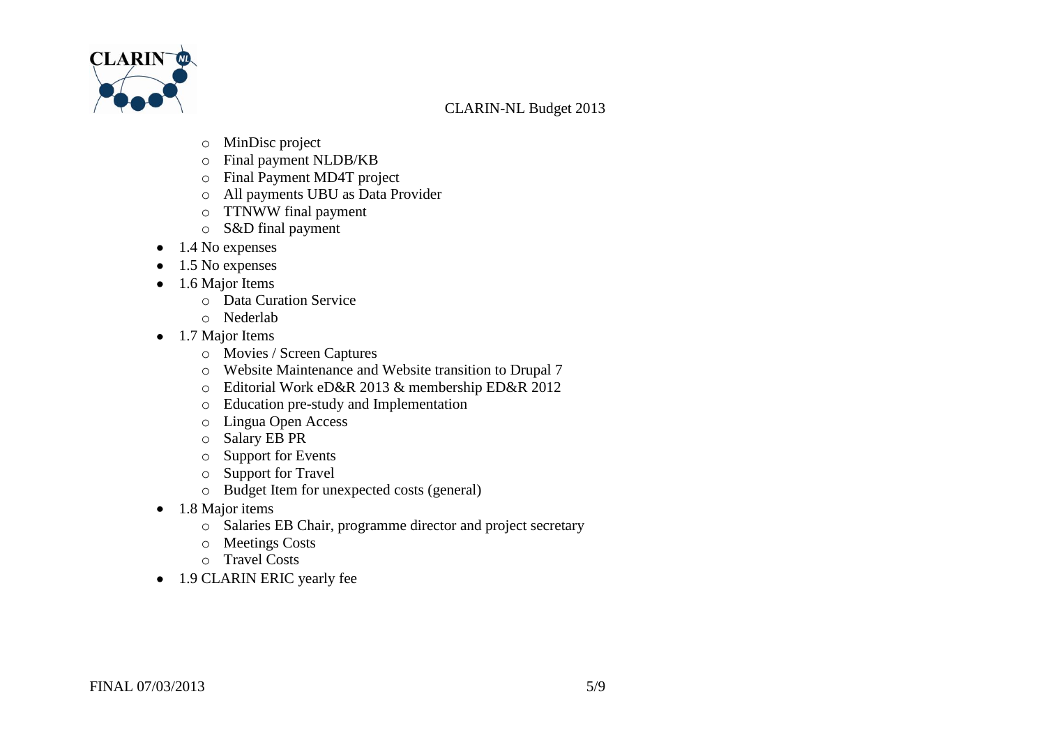- MinDisc project
  - Final payment NLDB/KB
  - Final Payment MD4T project
  - All payments UBU as Data Provider
  - TTNWW final payment
  - S&D final payment
- 1.4 No expenses
- 1.5 No expenses
- 1.6 Major Items
  - Data Curation Service
  - Nederlab
- 1.7 Major Items
  - Movies / Screen Captures
  - Website Maintenance and Website transition to Drupal 7
  - Editorial Work eD&R 2013 & membership ED&R 2012
  - Education pre-study and Implementation
  - Lingua Open Access
  - Salary EB PR
  - Support for Events
  - Support for Travel
  - Budget Item for unexpected costs (general)
- 1.8 Major items
  - Salaries EB Chair, programme director and project secretary
  - Meetings Costs
  - Travel Costs
- 1.9 CLARIN ERIC yearly fee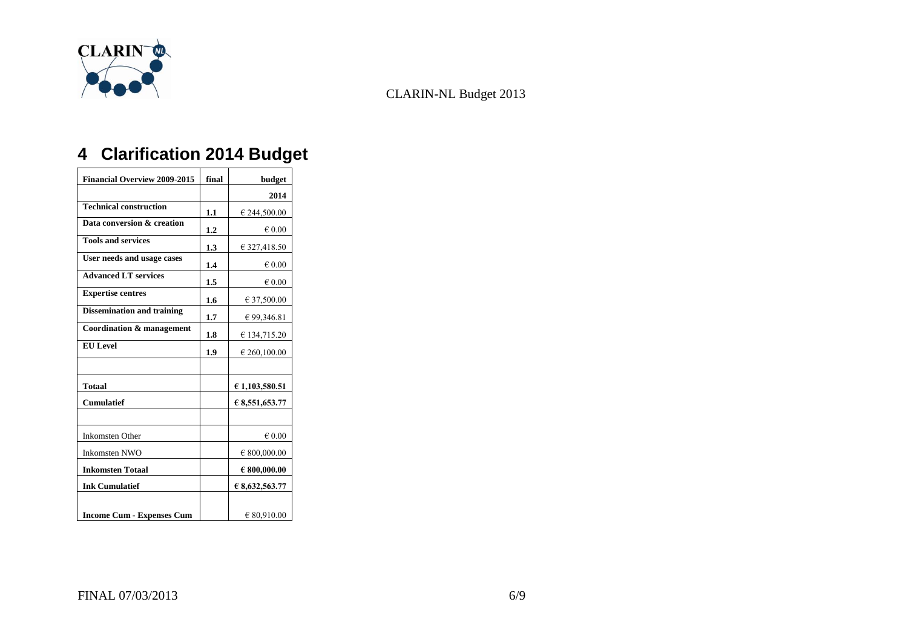# 4 Clarification 2014 Budget

| Financial Overview 2009-2015 | final | budget |
|---|---|---|
| | | 2014 |
| Technical construction | 1.1 | € 244,500.00 |
| Data conversion & creation | 1.2 | € 0.00 |
| Tools and services | 1.3 | € 327,418.50 |
| User needs and usage cases | 1.4 | € 0.00 |
| Advanced LT services | 1.5 | € 0.00 |
| Expertise centres | 1.6 | € 37,500.00 |
| Dissemination and training | 1.7 | € 99,346.81 |
| Coordination & management | 1.8 | € 134,715.20 |
| EU Level | 1.9 | € 260,100.00 |
| | | |
| **Totaal** | | **€ 1,103,580.51** |
| **Cumulatief** | | **€ 8,551,653.77** |
| | | |
| Inkomsten Other | | € 0.00 |
| Inkomsten NWO | | € 800,000.00 |
| **Inkomsten Totaal** | | **€ 800,000.00** |
| **Ink Cumulatief** | | **€ 8,632,563.77** |
| **Income Cum - Expenses Cum** | | € 80,910.00 |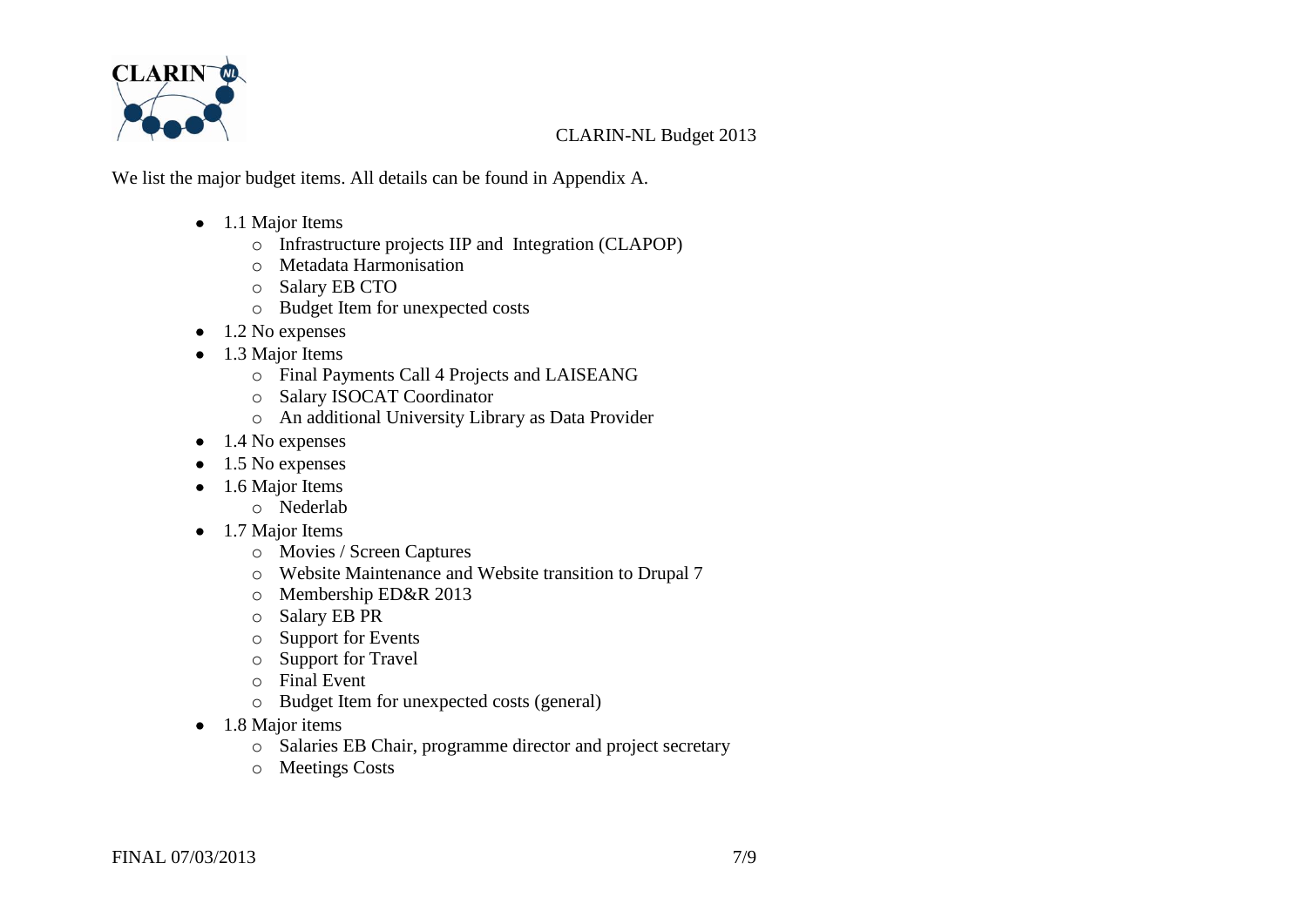We list the major budget items. All details can be found in Appendix A.

- 1.1 Major Items
  - Infrastructure projects IIP and Integration (CLAPOP)
  - Metadata Harmonisation
  - Salary EB CTO
  - Budget Item for unexpected costs
- 1.2 No expenses
- 1.3 Major Items
  - Final Payments Call 4 Projects and LAISEANG
  - Salary ISOCAT Coordinator
  - An additional University Library as Data Provider
- 1.4 No expenses
- 1.5 No expenses
- 1.6 Major Items
  - Nederlab
- 1.7 Major Items
  - Movies / Screen Captures
  - Website Maintenance and Website transition to Drupal 7
  - Membership ED&R 2013
  - Salary EB PR
  - Support for Events
  - Support for Travel
  - Final Event
  - Budget Item for unexpected costs (general)
- 1.8 Major items
  - Salaries EB Chair, programme director and project secretary
  - Meetings Costs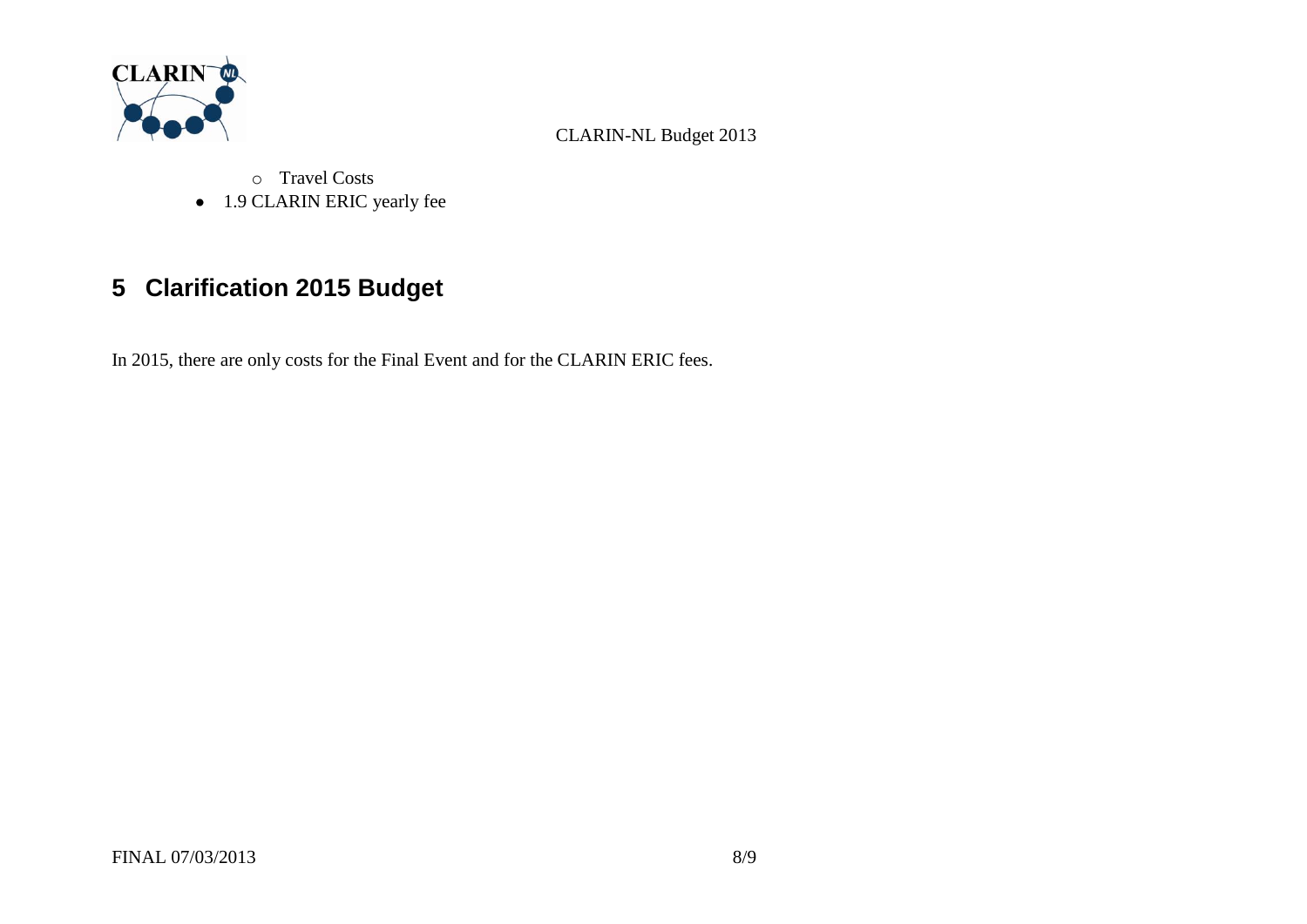- Travel Costs
- 1.9 CLARIN ERIC yearly fee

# 5 Clarification 2015 Budget

In 2015, there are only costs for the Final Event and for the CLARIN ERIC fees.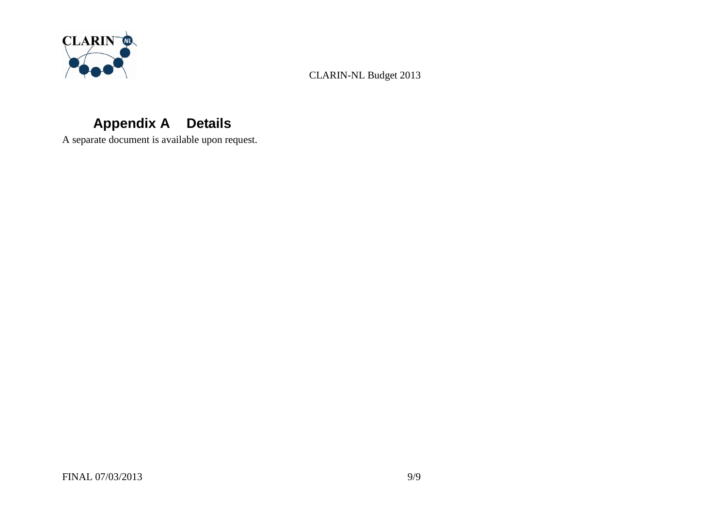# Appendix A Details

A separate document is available upon request.